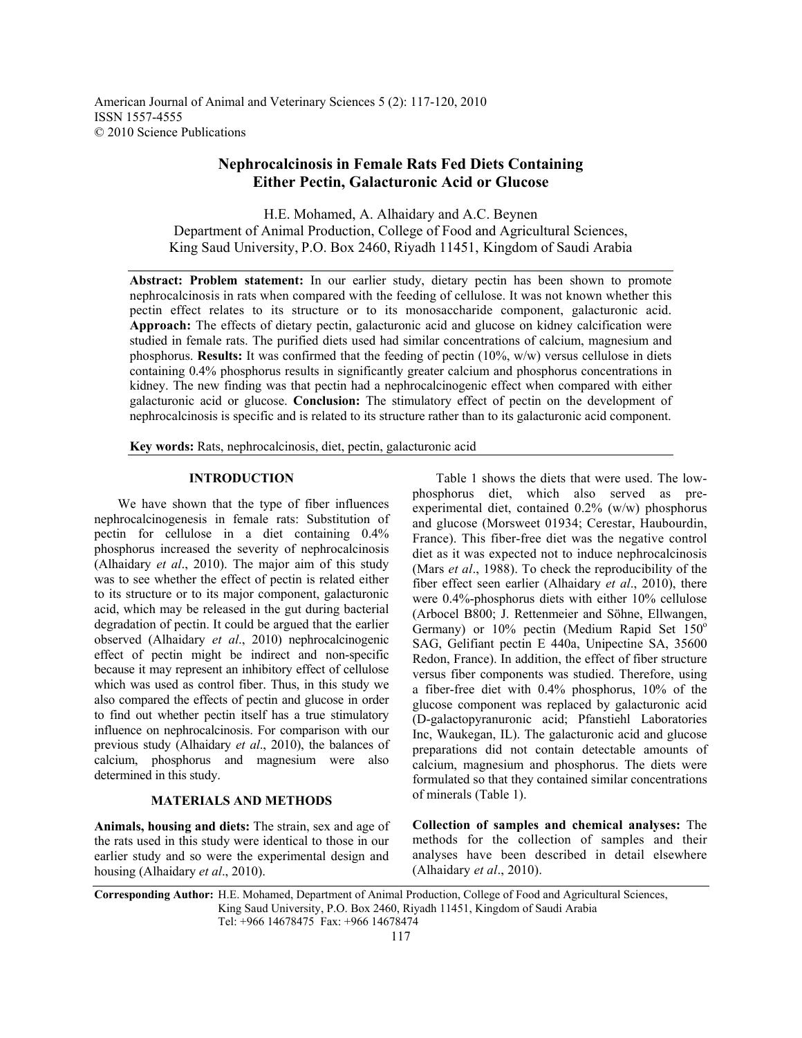# Nephrocalcinosis in Female Rats Fed Diets Containing Either Pectin, Galacturonic Acid or Glucose

H.E. Mohamed, A. Alhaidary and A.C. Beynen
Department of Animal Production, College of Food and Agricultural Sciences,
King Saud University, P.O. Box 2460, Riyadh 11451, Kingdom of Saudi Arabia

**Abstract: Problem statement:** In our earlier study, dietary pectin has been shown to promote nephrocalcinosis in rats when compared with the feeding of cellulose. It was not known whether this pectin effect relates to its structure or to its monosaccharide component, galacturonic acid. **Approach:** The effects of dietary pectin, galacturonic acid and glucose on kidney calcification were studied in female rats. The purified diets used had similar concentrations of calcium, magnesium and phosphorus. **Results:** It was confirmed that the feeding of pectin (10%, w/w) versus cellulose in diets containing 0.4% phosphorus results in significantly greater calcium and phosphorus concentrations in kidney. The new finding was that pectin had a nephrocalcinogenic effect when compared with either galacturonic acid or glucose. **Conclusion:** The stimulatory effect of pectin on the development of nephrocalcinosis is specific and is related to its structure rather than to its galacturonic acid component.

**Key words:** Rats, nephrocalcinosis, diet, pectin, galacturonic acid

## INTRODUCTION

We have shown that the type of fiber influences nephrocalcinogenesis in female rats: Substitution of pectin for cellulose in a diet containing 0.4% phosphorus increased the severity of nephrocalcinosis (Alhaidary *et al*., 2010). The major aim of this study was to see whether the effect of pectin is related either to its structure or to its major component, galacturonic acid, which may be released in the gut during bacterial degradation of pectin. It could be argued that the earlier observed (Alhaidary *et al*., 2010) nephrocalcinogenic effect of pectin might be indirect and non-specific because it may represent an inhibitory effect of cellulose which was used as control fiber. Thus, in this study we also compared the effects of pectin and glucose in order to find out whether pectin itself has a true stimulatory influence on nephrocalcinosis. For comparison with our previous study (Alhaidary *et al*., 2010), the balances of calcium, phosphorus and magnesium were also determined in this study.

## MATERIALS AND METHODS

**Animals, housing and diets:** The strain, sex and age of the rats used in this study were identical to those in our earlier study and so were the experimental design and housing (Alhaidary *et al*., 2010).

Table 1 shows the diets that were used. The low-phosphorus diet, which also served as pre-experimental diet, contained 0.2% (w/w) phosphorus and glucose (Morsweet 01934; Cerestar, Haubourdin, France). This fiber-free diet was the negative control diet as it was expected not to induce nephrocalcinosis (Mars *et al*., 1988). To check the reproducibility of the fiber effect seen earlier (Alhaidary *et al*., 2010), there were 0.4%-phosphorus diets with either 10% cellulose (Arbocel B800; J. Rettenmeier and Söhne, Ellwangen, Germany) or 10% pectin (Medium Rapid Set 150° SAG, Gelifiant pectin E 440a, Unipectine SA, 35600 Redon, France). In addition, the effect of fiber structure versus fiber components was studied. Therefore, using a fiber-free diet with 0.4% phosphorus, 10% of the glucose component was replaced by galacturonic acid (D-galactopyranuronic acid; Pfanstiehl Laboratories Inc, Waukegan, IL). The galacturonic acid and glucose preparations did not contain detectable amounts of calcium, magnesium and phosphorus. The diets were formulated so that they contained similar concentrations of minerals (Table 1).

**Collection of samples and chemical analyses:** The methods for the collection of samples and their analyses have been described in detail elsewhere (Alhaidary *et al*., 2010).

**Corresponding Author:** H.E. Mohamed, Department of Animal Production, College of Food and Agricultural Sciences, King Saud University, P.O. Box 2460, Riyadh 11451, Kingdom of Saudi Arabia
Tel: +966 14678475 Fax: +966 14678474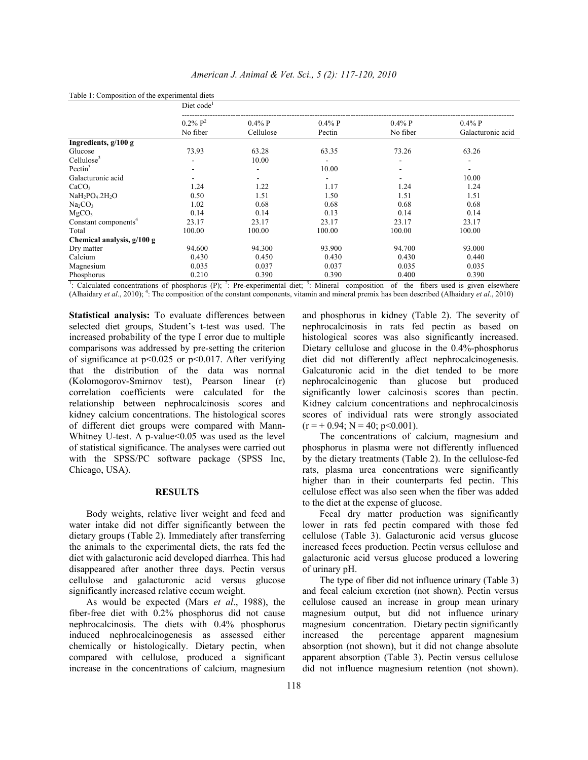Table 1: Composition of the experimental diets

| | Diet code[1] | | | | |
|---|---|---|---|---|---|
| | 0.2% P[2] No fiber | 0.4% P Cellulose | 0.4% P Pectin | 0.4% P No fiber | 0.4% P Galacturonic acid |
| **Ingredients, g/100 g** | | | | | |
| Glucose | 73.93 | 63.28 | 63.35 | 73.26 | 63.26 |
| Cellulose[3] | - | 10.00 | - | - | - |
| Pectin[3] | - | - | 10.00 | - | - |
| Galacturonic acid | - | - | - | - | 10.00 |
| $CaCO_3$ | 1.24 | 1.22 | 1.17 | 1.24 | 1.24 |
| $NaH_2PO_4.2H_2O$ | 0.50 | 1.51 | 1.50 | 1.51 | 1.51 |
| $Na_2CO_3$ | 1.02 | 0.68 | 0.68 | 0.68 | 0.68 |
| $MgCO_3$ | 0.14 | 0.14 | 0.13 | 0.14 | 0.14 |
| Constant components[4] | 23.17 | 23.17 | 23.17 | 23.17 | 23.17 |
| Total | 100.00 | 100.00 | 100.00 | 100.00 | 100.00 |
| **Chemical analysis, g/100 g** | | | | | |
| Dry matter | 94.600 | 94.300 | 93.900 | 94.700 | 93.000 |
| Calcium | 0.430 | 0.450 | 0.430 | 0.430 | 0.440 |
| Magnesium | 0.035 | 0.037 | 0.037 | 0.035 | 0.035 |
| Phosphorus | 0.210 | 0.390 | 0.390 | 0.400 | 0.390 |

[1]: Calculated concentrations of phosphorus (P); [2]: Pre-experimental diet; [3]: Mineral composition of the fibers used is given elsewhere (Alhaidary *et al*., 2010); [4]: The composition of the constant components, vitamin and mineral premix has been described (Alhaidary *et al*., 2010)

**Statistical analysis:** To evaluate differences between selected diet groups, Student's t-test was used. The increased probability of the type I error due to multiple comparisons was addressed by pre-setting the criterion of significance at $p<0.025$ or $p<0.017$. After verifying that the distribution of the data was normal (Kolomogorov-Smirnov test), Pearson linear (r) correlation coefficients were calculated for the relationship between nephrocalcinosis scores and kidney calcium concentrations. The histological scores of different diet groups were compared with Mann-Whitney U-test. A p-value<0.05 was used as the level of statistical significance. The analyses were carried out with the SPSS/PC software package (SPSS Inc, Chicago, USA).

## RESULTS

Body weights, relative liver weight and feed and water intake did not differ significantly between the dietary groups (Table 2). Immediately after transferring the animals to the experimental diets, the rats fed the diet with galacturonic acid developed diarrhea. This had disappeared after another three days. Pectin versus cellulose and galacturonic acid versus glucose significantly increased relative cecum weight.

As would be expected (Mars *et al*., 1988), the fiber-free diet with 0.2% phosphorus did not cause nephrocalcinosis. The diets with 0.4% phosphorus induced nephrocalcinogenesis as assessed either chemically or histologically. Dietary pectin, when compared with cellulose, produced a significant increase in the concentrations of calcium, magnesium and phosphorus in kidney (Table 2). The severity of nephrocalcinosis in rats fed pectin as based on histological scores was also significantly increased. Dietary cellulose and glucose in the 0.4%-phosphorus diet did not differently affect nephrocalcinogenesis. Galcaturonic acid in the diet tended to be more nephrocalcinogenic than glucose but produced significantly lower calcinosis scores than pectin. Kidney calcium concentrations and nephrocalcinosis scores of individual rats were strongly associated ($r = +0.94$; $N = 40$; $p<0.001$).

The concentrations of calcium, magnesium and phosphorus in plasma were not differently influenced by the dietary treatments (Table 2). In the cellulose-fed rats, plasma urea concentrations were significantly higher than in their counterparts fed pectin. This cellulose effect was also seen when the fiber was added to the diet at the expense of glucose.

Fecal dry matter production was significantly lower in rats fed pectin compared with those fed cellulose (Table 3). Galacturonic acid versus glucose increased feces production. Pectin versus cellulose and galacturonic acid versus glucose produced a lowering of urinary pH.

The type of fiber did not influence urinary (Table 3) and fecal calcium excretion (not shown). Pectin versus cellulose caused an increase in group mean urinary magnesium output, but did not influence urinary magnesium concentration. Dietary pectin significantly increased the percentage apparent magnesium absorption (not shown), but it did not change absolute apparent absorption (Table 3). Pectin versus cellulose did not influence magnesium retention (not shown).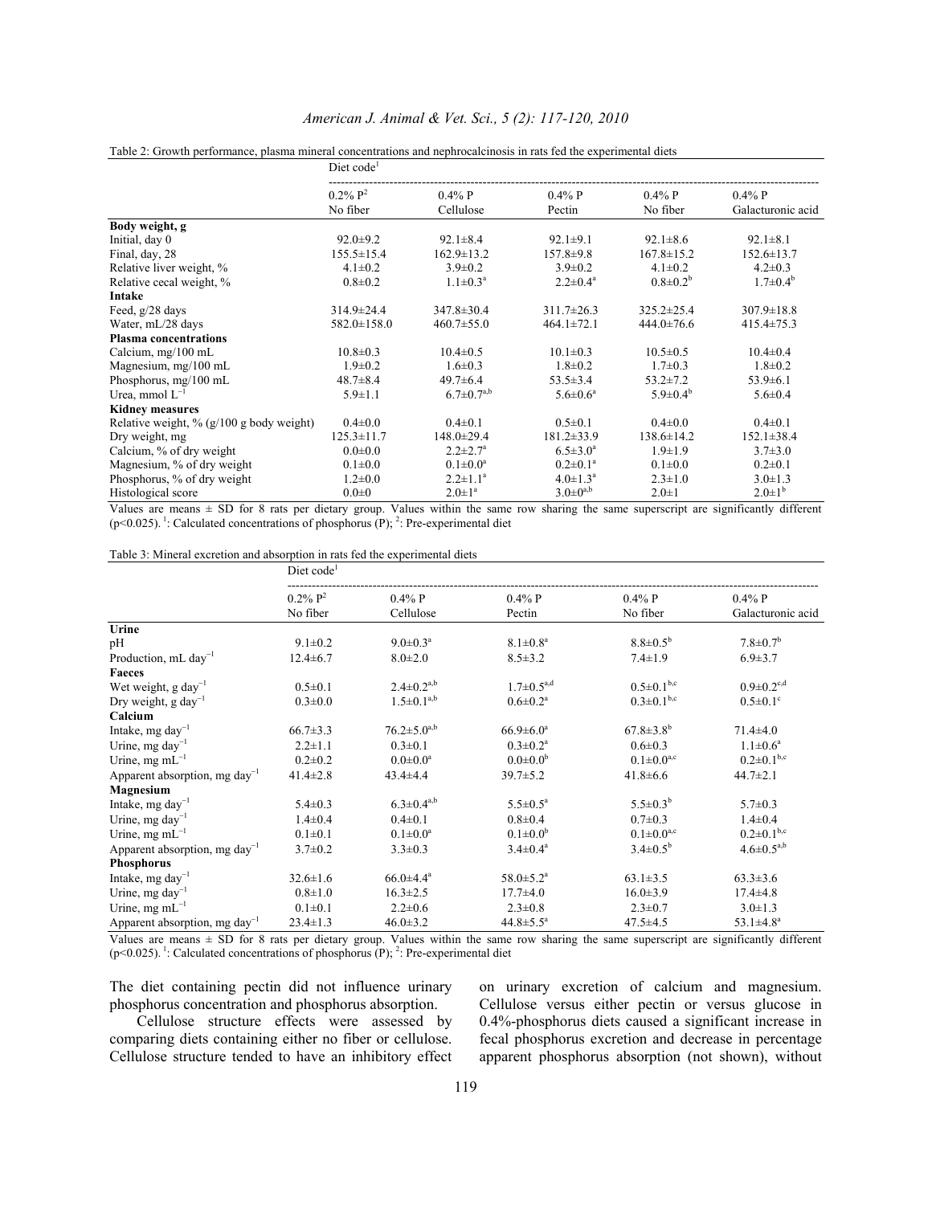Table 2: Growth performance, plasma mineral concentrations and nephrocalcinosis in rats fed the experimental diets

| | Diet code[1] | | | | |
|---|---|---|---|---|---|
| | 0.2% P[2] No fiber | 0.4% P Cellulose | 0.4% P Pectin | 0.4% P No fiber | 0.4% P Galacturonic acid |
| **Body weight, g** | | | | | |
| Initial, day 0 | 92.0±9.2 | 92.1±8.4 | 92.1±9.1 | 92.1±8.6 | 92.1±8.1 |
| Final, day, 28 | 155.5±15.4 | 162.9±13.2 | 157.8±9.8 | 167.8±15.2 | 152.6±13.7 |
| Relative liver weight, % | 4.1±0.2 | 3.9±0.2 | 3.9±0.2 | 4.1±0.2 | 4.2±0.3 |
| Relative cecal weight, % | 0.8±0.2 | 1.1±0.3[a] | 2.2±0.4[a] | 0.8±0.2[b] | 1.7±0.4[b] |
| **Intake** | | | | | |
| Feed, g/28 days | 314.9±24.4 | 347.8±30.4 | 311.7±26.3 | 325.2±25.4 | 307.9±18.8 |
| Water, mL/28 days | 582.0±158.0 | 460.7±55.0 | 464.1±72.1 | 444.0±76.6 | 415.4±75.3 |
| **Plasma concentrations** | | | | | |
| Calcium, mg/100 mL | 10.8±0.3 | 10.4±0.5 | 10.1±0.3 | 10.5±0.5 | 10.4±0.4 |
| Magnesium, mg/100 mL | 1.9±0.2 | 1.6±0.3 | 1.8±0.2 | 1.7±0.3 | 1.8±0.2 |
| Phosphorus, mg/100 mL | 48.7±8.4 | 49.7±6.4 | 53.5±3.4 | 53.2±7.2 | 53.9±6.1 |
| Urea, mmol $L^{-1}$ | 5.9±1.1 | 6.7±0.7[a,b] | 5.6±0.6[a] | 5.9±0.4[b] | 5.6±0.4 |
| **Kidney measures** | | | | | |
| Relative weight, % (g/100 g body weight) | 0.4±0.0 | 0.4±0.1 | 0.5±0.1 | 0.4±0.0 | 0.4±0.1 |
| Dry weight, mg | 125.3±11.7 | 148.0±29.4 | 181.2±33.9 | 138.6±14.2 | 152.1±38.4 |
| Calcium, % of dry weight | 0.0±0.0 | 2.2±2.7[a] | 6.5±3.0[a] | 1.9±1.9 | 3.7±3.0 |
| Magnesium, % of dry weight | 0.1±0.0 | 0.1±0.0[a] | 0.2±0.1[a] | 0.1±0.0 | 0.2±0.1 |
| Phosphorus, % of dry weight | 1.2±0.0 | 2.2±1.1[a] | 4.0±1.3[a] | 2.3±1.0 | 3.0±1.3 |
| Histological score | 0.0±0 | 2.0±1[a] | 3.0±0[a,b] | 2.0±1 | 2.0±1[b] |

Values are means ± SD for 8 rats per dietary group. Values within the same row sharing the same superscript are significantly different ($p<0.025$). [1]: Calculated concentrations of phosphorus (P); [2]: Pre-experimental diet

Table 3: Mineral excretion and absorption in rats fed the experimental diets

| | Diet code[1] | | | | |
|---|---|---|---|---|---|
| | 0.2% P[2] No fiber | 0.4% P Cellulose | 0.4% P Pectin | 0.4% P No fiber | 0.4% P Galacturonic acid |
| **Urine** | | | | | |
| pH | 9.1±0.2 | 9.0±0.3[a] | 8.1±0.8[a] | 8.8±0.5[b] | 7.8±0.7[b] |
| Production, mL $day^{-1}$ | 12.4±6.7 | 8.0±2.0 | 8.5±3.2 | 7.4±1.9 | 6.9±3.7 |
| **Faeces** | | | | | |
| Wet weight, g $day^{-1}$ | 0.5±0.1 | 2.4±0.2[a,b] | 1.7±0.5[a,d] | 0.5±0.1[b,c] | 0.9±0.2[c,d] |
| Dry weight, g $day^{-1}$ | 0.3±0.0 | 1.5±0.1[a,b] | 0.6±0.2[a] | 0.3±0.1[b,c] | 0.5±0.1[c] |
| **Calcium** | | | | | |
| Intake, mg $day^{-1}$ | 66.7±3.3 | 76.2±5.0[a,b] | 66.9±6.0[a] | 67.8±3.8[b] | 71.4±4.0 |
| Urine, mg $day^{-1}$ | 2.2±1.1 | 0.3±0.1 | 0.3±0.2[a] | 0.6±0.3 | 1.1±0.6[a] |
| Urine, mg $mL^{-1}$ | 0.2±0.2 | 0.0±0.0[a] | 0.0±0.0[b] | 0.1±0.0[a,c] | 0.2±0.1[b,c] |
| Apparent absorption, mg $day^{-1}$ | 41.4±2.8 | 43.4±4.4 | 39.7±5.2 | 41.8±6.6 | 44.7±2.1 |
| **Magnesium** | | | | | |
| Intake, mg $day^{-1}$ | 5.4±0.3 | 6.3±0.4[a,b] | 5.5±0.5[a] | 5.5±0.3[b] | 5.7±0.3 |
| Urine, mg $day^{-1}$ | 1.4±0.4 | 0.4±0.1 | 0.8±0.4 | 0.7±0.3 | 1.4±0.4 |
| Urine, mg $mL^{-1}$ | 0.1±0.1 | 0.1±0.0[a] | 0.1±0.0[b] | 0.1±0.0[a,c] | 0.2±0.1[b,c] |
| Apparent absorption, mg $day^{-1}$ | 3.7±0.2 | 3.3±0.3 | 3.4±0.4[a] | 3.4±0.5[b] | 4.6±0.5[a,b] |
| **Phosphorus** | | | | | |
| Intake, mg $day^{-1}$ | 32.6±1.6 | 66.0±4.4[a] | 58.0±5.2[a] | 63.1±3.5 | 63.3±3.6 |
| Urine, mg $day^{-1}$ | 0.8±1.0 | 16.3±2.5 | 17.7±4.0 | 16.0±3.9 | 17.4±4.8 |
| Urine, mg $mL^{-1}$ | 0.1±0.1 | 2.2±0.6 | 2.3±0.8 | 2.3±0.7 | 3.0±1.3 |
| Apparent absorption, mg $day^{-1}$ | 23.4±1.3 | 46.0±3.2 | 44.8±5.5[a] | 47.5±4.5 | 53.1±4.8[a] |

Values are means ± SD for 8 rats per dietary group. Values within the same row sharing the same superscript are significantly different ($p<0.025$). [1]: Calculated concentrations of phosphorus (P); [2]: Pre-experimental diet

The diet containing pectin did not influence urinary phosphorus concentration and phosphorus absorption.

Cellulose structure effects were assessed by comparing diets containing either no fiber or cellulose. Cellulose structure tended to have an inhibitory effect on urinary excretion of calcium and magnesium. Cellulose versus either pectin or versus glucose in 0.4%-phosphorus diets caused a significant increase in fecal phosphorus excretion and decrease in percentage apparent phosphorus absorption (not shown), without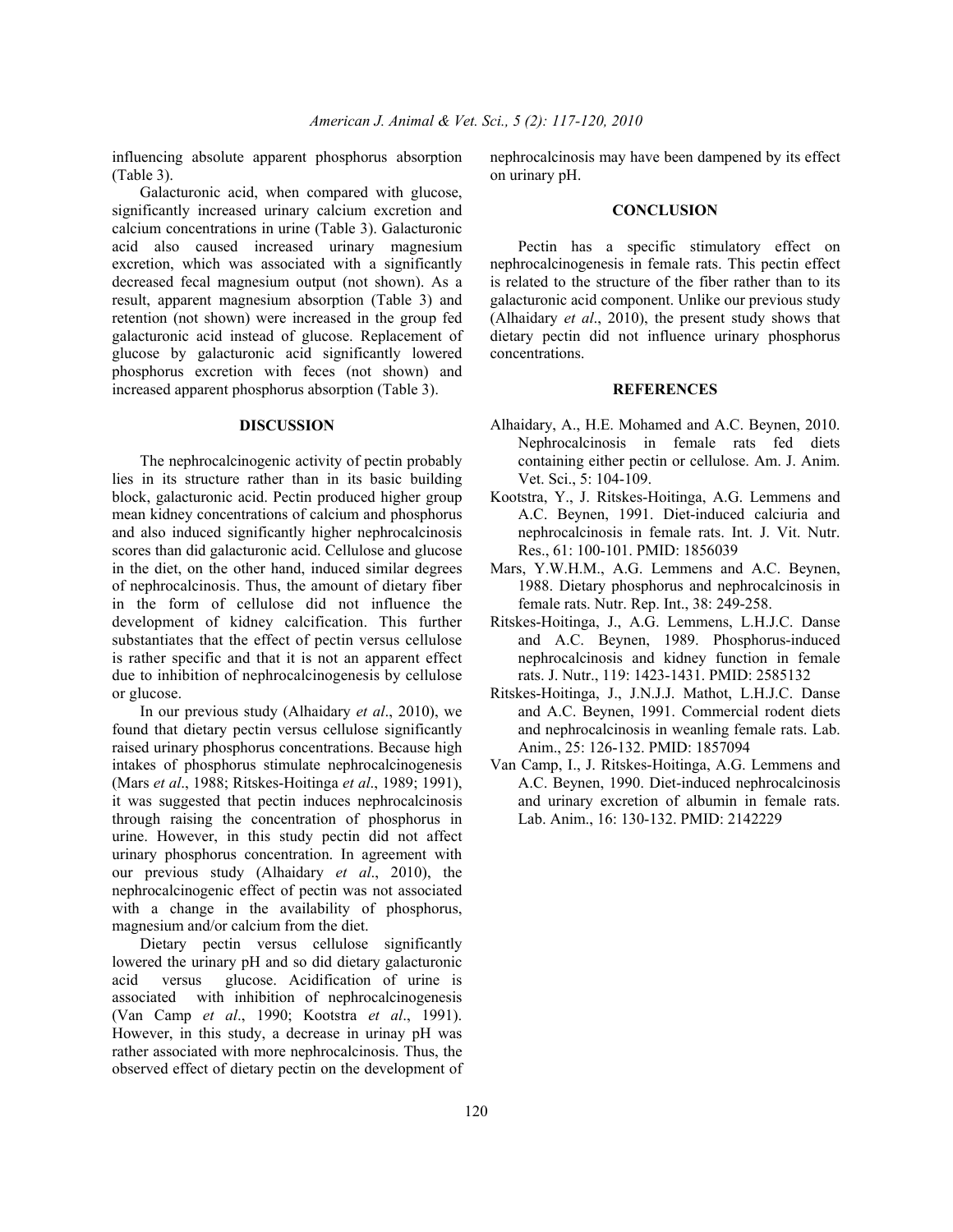influencing absolute apparent phosphorus absorption (Table 3).

Galacturonic acid, when compared with glucose, significantly increased urinary calcium excretion and calcium concentrations in urine (Table 3). Galacturonic acid also caused increased urinary magnesium excretion, which was associated with a significantly decreased fecal magnesium output (not shown). As a result, apparent magnesium absorption (Table 3) and retention (not shown) were increased in the group fed galacturonic acid instead of glucose. Replacement of glucose by galacturonic acid significantly lowered phosphorus excretion with feces (not shown) and increased apparent phosphorus absorption (Table 3).

## DISCUSSION

The nephrocalcinogenic activity of pectin probably lies in its structure rather than in its basic building block, galacturonic acid. Pectin produced higher group mean kidney concentrations of calcium and phosphorus and also induced significantly higher nephrocalcinosis scores than did galacturonic acid. Cellulose and glucose in the diet, on the other hand, induced similar degrees of nephrocalcinosis. Thus, the amount of dietary fiber in the form of cellulose did not influence the development of kidney calcification. This further substantiates that the effect of pectin versus cellulose is rather specific and that it is not an apparent effect due to inhibition of nephrocalcinogenesis by cellulose or glucose.

In our previous study (Alhaidary *et al*., 2010), we found that dietary pectin versus cellulose significantly raised urinary phosphorus concentrations. Because high intakes of phosphorus stimulate nephrocalcinogenesis (Mars *et al*., 1988; Ritskes-Hoitinga *et al*., 1989; 1991), it was suggested that pectin induces nephrocalcinosis through raising the concentration of phosphorus in urine. However, in this study pectin did not affect urinary phosphorus concentration. In agreement with our previous study (Alhaidary *et al*., 2010), the nephrocalcinogenic effect of pectin was not associated with a change in the availability of phosphorus, magnesium and/or calcium from the diet.

Dietary pectin versus cellulose significantly lowered the urinary pH and so did dietary galacturonic acid versus glucose. Acidification of urine is associated with inhibition of nephrocalcinogenesis (Van Camp *et al*., 1990; Kootstra *et al*., 1991). However, in this study, a decrease in urinay pH was rather associated with more nephrocalcinosis. Thus, the observed effect of dietary pectin on the development of nephrocalcinosis may have been dampened by its effect on urinary pH.

## CONCLUSION

Pectin has a specific stimulatory effect on nephrocalcinogenesis in female rats. This pectin effect is related to the structure of the fiber rather than to its galacturonic acid component. Unlike our previous study (Alhaidary *et al*., 2010), the present study shows that dietary pectin did not influence urinary phosphorus concentrations.

## REFERENCES

Alhaidary, A., H.E. Mohamed and A.C. Beynen, 2010. Nephrocalcinosis in female rats fed diets containing either pectin or cellulose. Am. J. Anim. Vet. Sci., 5: 104-109.

Kootstra, Y., J. Ritskes-Hoitinga, A.G. Lemmens and A.C. Beynen, 1991. Diet-induced calciuria and nephrocalcinosis in female rats. Int. J. Vit. Nutr. Res., 61: 100-101. PMID: 1856039

Mars, Y.W.H.M., A.G. Lemmens and A.C. Beynen, 1988. Dietary phosphorus and nephrocalcinosis in female rats. Nutr. Rep. Int., 38: 249-258.

Ritskes-Hoitinga, J., A.G. Lemmens, L.H.J.C. Danse and A.C. Beynen, 1989. Phosphorus-induced nephrocalcinosis and kidney function in female rats. J. Nutr., 119: 1423-1431. PMID: 2585132

Ritskes-Hoitinga, J., J.N.J.J. Mathot, L.H.J.C. Danse and A.C. Beynen, 1991. Commercial rodent diets and nephrocalcinosis in weanling female rats. Lab. Anim., 25: 126-132. PMID: 1857094

Van Camp, I., J. Ritskes-Hoitinga, A.G. Lemmens and A.C. Beynen, 1990. Diet-induced nephrocalcinosis and urinary excretion of albumin in female rats. Lab. Anim., 16: 130-132. PMID: 2142229